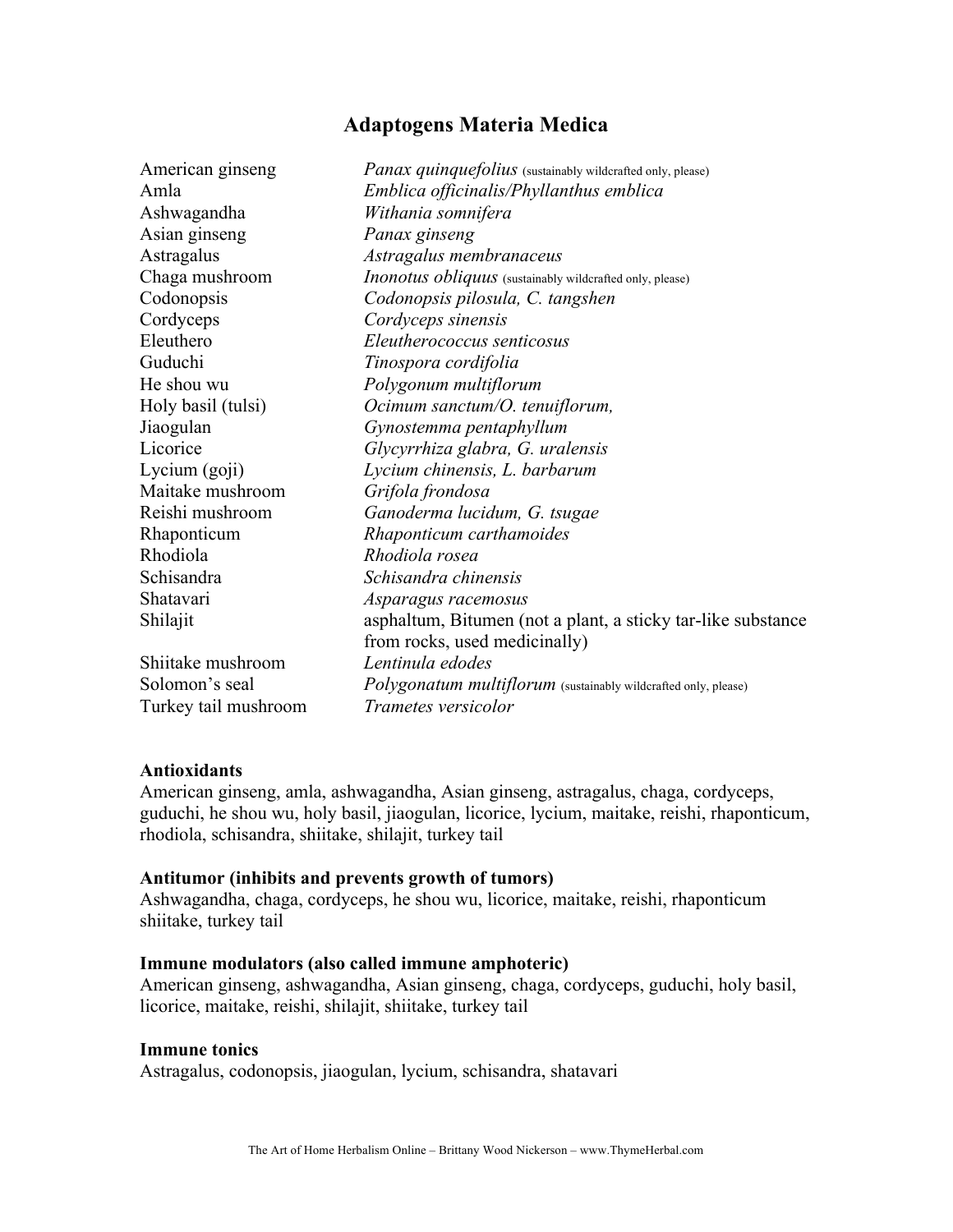# Adaptogens Materia Medica

| | |
|---|---|
| American ginseng | *Panax quinquefolius* (sustainably wildcrafted only, please) |
| Amla | *Emblica officinalis/Phyllanthus emblica* |
| Ashwagandha | *Withania somnifera* |
| Asian ginseng | *Panax ginseng* |
| Astragalus | *Astragalus membranaceus* |
| Chaga mushroom | *Inonotus obliquus* (sustainably wildcrafted only, please) |
| Codonopsis | *Codonopsis pilosula, C. tangshen* |
| Cordyceps | *Cordyceps sinensis* |
| Eleuthero | *Eleutherococcus senticosus* |
| Guduchi | *Tinospora cordifolia* |
| He shou wu | *Polygonum multiflorum* |
| Holy basil (tulsi) | *Ocimum sanctum/O. tenuiflorum,* |
| Jiaogulan | *Gynostemma pentaphyllum* |
| Licorice | *Glycyrrhiza glabra, G. uralensis* |
| Lycium (goji) | *Lycium chinensis, L. barbarum* |
| Maitake mushroom | *Grifola frondosa* |
| Reishi mushroom | *Ganoderma lucidum, G. tsugae* |
| Rhaponticum | *Rhaponticum carthamoides* |
| Rhodiola | *Rhodiola rosea* |
| Schisandra | *Schisandra chinensis* |
| Shatavari | *Asparagus racemosus* |
| Shilajit | asphaltum, Bitumen (not a plant, a sticky tar-like substance from rocks, used medicinally) |
| Shiitake mushroom | *Lentinula edodes* |
| Solomon's seal | *Polygonatum multiflorum* (sustainably wildcrafted only, please) |
| Turkey tail mushroom | *Trametes versicolor* |

**Antioxidants**
American ginseng, amla, ashwagandha, Asian ginseng, astragalus, chaga, cordyceps, guduchi, he shou wu, holy basil, jiaogulan, licorice, lycium, maitake, reishi, rhaponticum, rhodiola, schisandra, shiitake, shilajit, turkey tail

**Antitumor (inhibits and prevents growth of tumors)**
Ashwagandha, chaga, cordyceps, he shou wu, licorice, maitake, reishi, rhaponticum shiitake, turkey tail

**Immune modulators (also called immune amphoteric)**
American ginseng, ashwagandha, Asian ginseng, chaga, cordyceps, guduchi, holy basil, licorice, maitake, reishi, shilajit, shiitake, turkey tail

**Immune tonics**
Astragalus, codonopsis, jiaogulan, lycium, schisandra, shatavari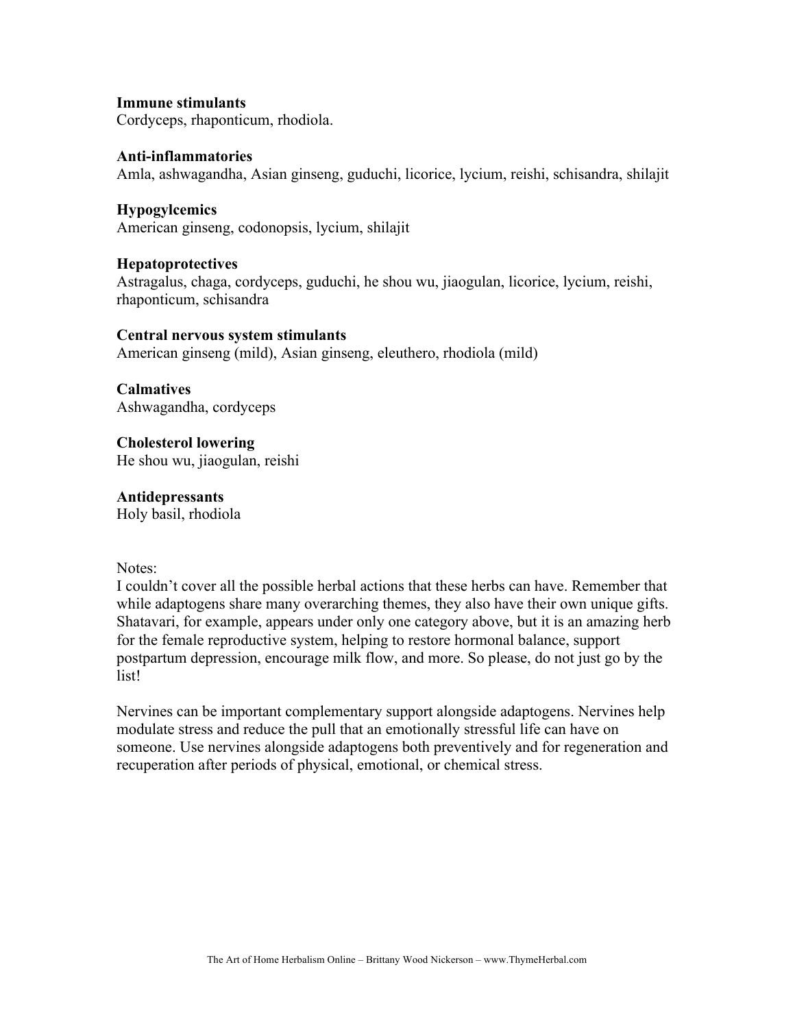**Immune stimulants**
Cordyceps, rhaponticum, rhodiola.

**Anti-inflammatories**
Amla, ashwagandha, Asian ginseng, guduchi, licorice, lycium, reishi, schisandra, shilajit

**Hypogylcemics**
American ginseng, codonopsis, lycium, shilajit

**Hepatoprotectives**
Astragalus, chaga, cordyceps, guduchi, he shou wu, jiaogulan, licorice, lycium, reishi, rhaponticum, schisandra

**Central nervous system stimulants**
American ginseng (mild), Asian ginseng, eleuthero, rhodiola (mild)

**Calmatives**
Ashwagandha, cordyceps

**Cholesterol lowering**
He shou wu, jiaogulan, reishi

**Antidepressants**
Holy basil, rhodiola

Notes:
I couldn't cover all the possible herbal actions that these herbs can have. Remember that while adaptogens share many overarching themes, they also have their own unique gifts. Shatavari, for example, appears under only one category above, but it is an amazing herb for the female reproductive system, helping to restore hormonal balance, support postpartum depression, encourage milk flow, and more. So please, do not just go by the list!

Nervines can be important complementary support alongside adaptogens. Nervines help modulate stress and reduce the pull that an emotionally stressful life can have on someone. Use nervines alongside adaptogens both preventively and for regeneration and recuperation after periods of physical, emotional, or chemical stress.